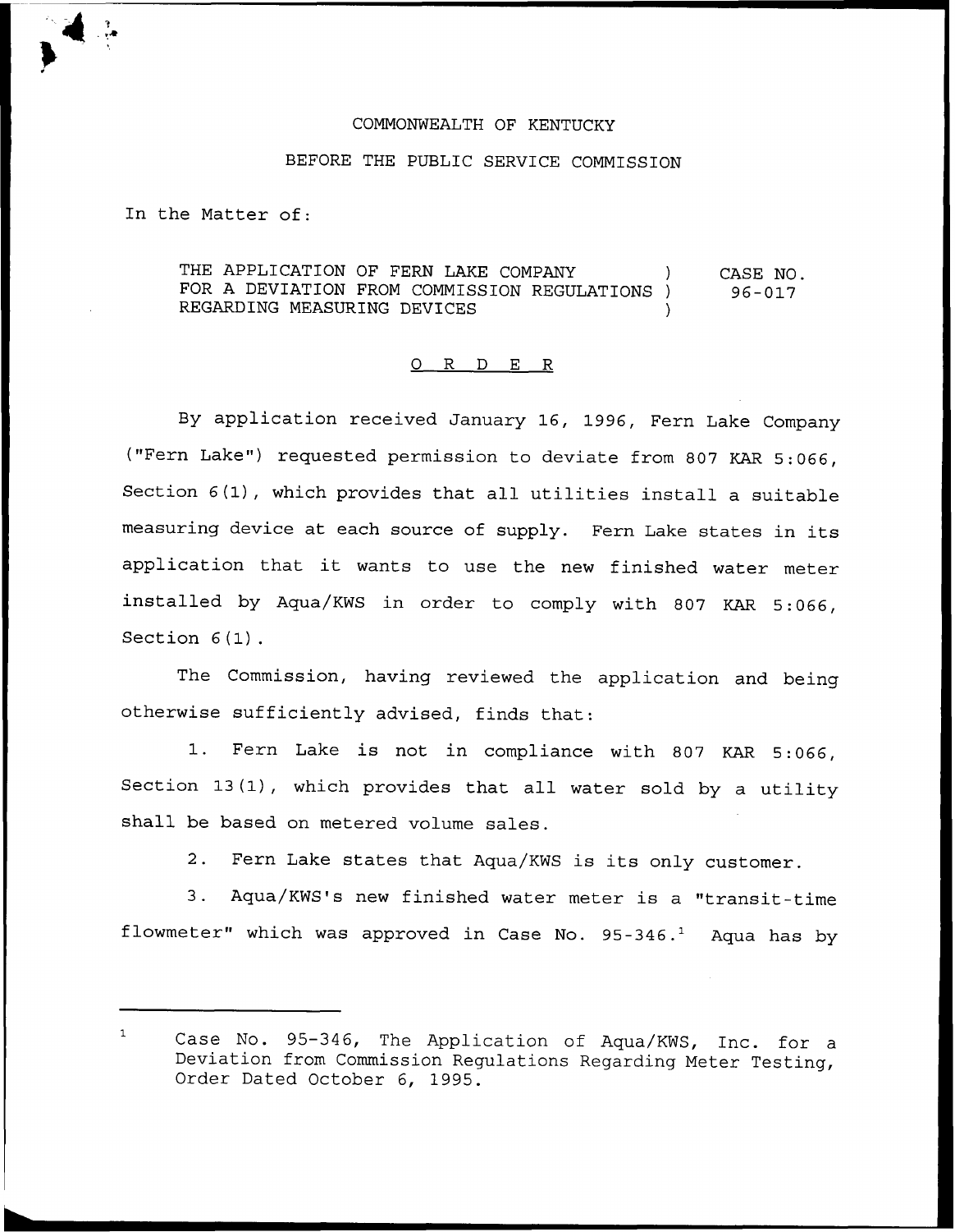COMMONWEALTH OF KENTUCKY

BEFORE THE PUBLIC SERVICE COMMISSION

In the Matter of:

THE APPLICATION OF FERN LAKE COMPANY FOR A DEVIATION FROM COMMISSION REGULATIONS REGARDING MEASURING DEVICES ) CASE NO. 96-017

# ORDER

By application received January 16, 1996, Fern Lake Company ("Fern Lake") requested permission to deviate from 807 KAR 5:066, Section 6(1), which provides that all utilities install a suitable measuring device at each source of supply. Fern Lake states in its application that it wants to use the new finished water meter installed by Aqua/KWS in order to comply with 807 KAR 5:066, Section 6(1).

The Commission, having reviewed the application and being otherwise sufficiently advised, finds that:

1. Fern Lake is not in compliance with 807 KAR 5:066, Section 13(1), which provides that all water sold by a utility shall be based on metered volume sales.

2. Fern Lake states that Aqua/KWS is its only customer.

3. Aqua/KWS's new finished water meter is a "transit-time flowmeter" which was approved in Case No. 95-346.[1] Aqua has by

[1] Case No. 95-346, The Application of Aqua/KWS, Inc. for a Deviation from Commission Regulations Regarding Meter Testing, Order Dated October 6, 1995.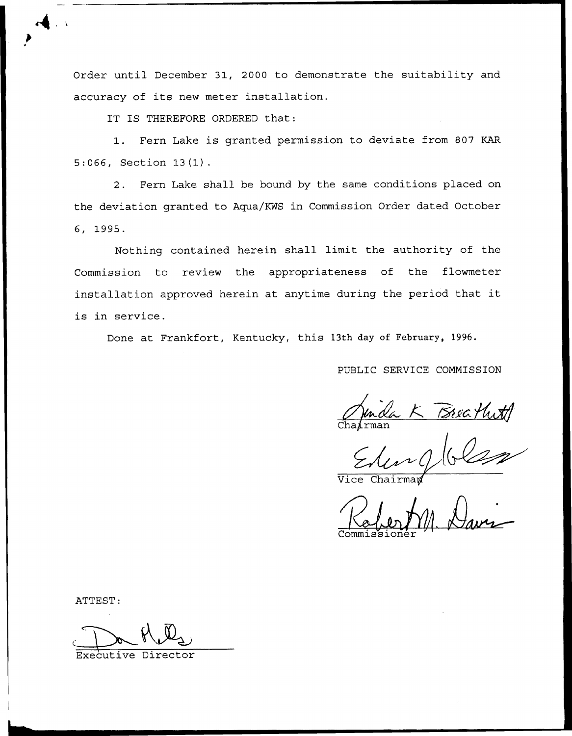Order until December 31, 2000 to demonstrate the suitability and accuracy of its new meter installation.

IT IS THEREFORE ORDERED that:

1. Fern Lake is granted permission to deviate from 807 KAR 5:066, Section 13(1).

2. Fern Lake shall be bound by the same conditions placed on the deviation granted to Aqua/KWS in Commission Order dated October 6, 1995.

Nothing contained herein shall limit the authority of the Commission to review the appropriateness of the flowmeter installation approved herein at anytime during the period that it is in service.

Done at Frankfort, Kentucky, this 13th day of February, 1996.

PUBLIC SERVICE COMMISSION

Linda K. Breathitt
Chairman

Vice Chairman

Robert M. Davis
Commissioner

ATTEST:

Executive Director